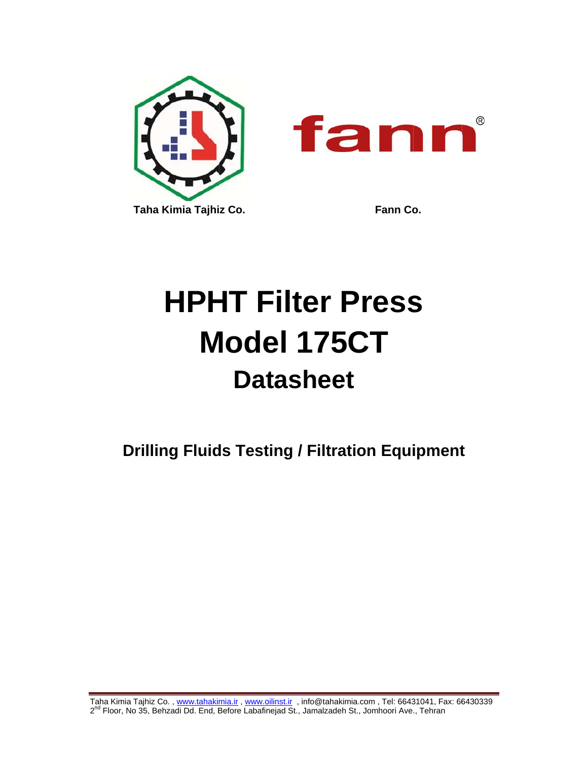Taha Kimia Tajhiz Co.

Fann Co.

# HPHT Filter Press
# Model 175CT
## Datasheet

**Drilling Fluids Testing / Filtration Equipment**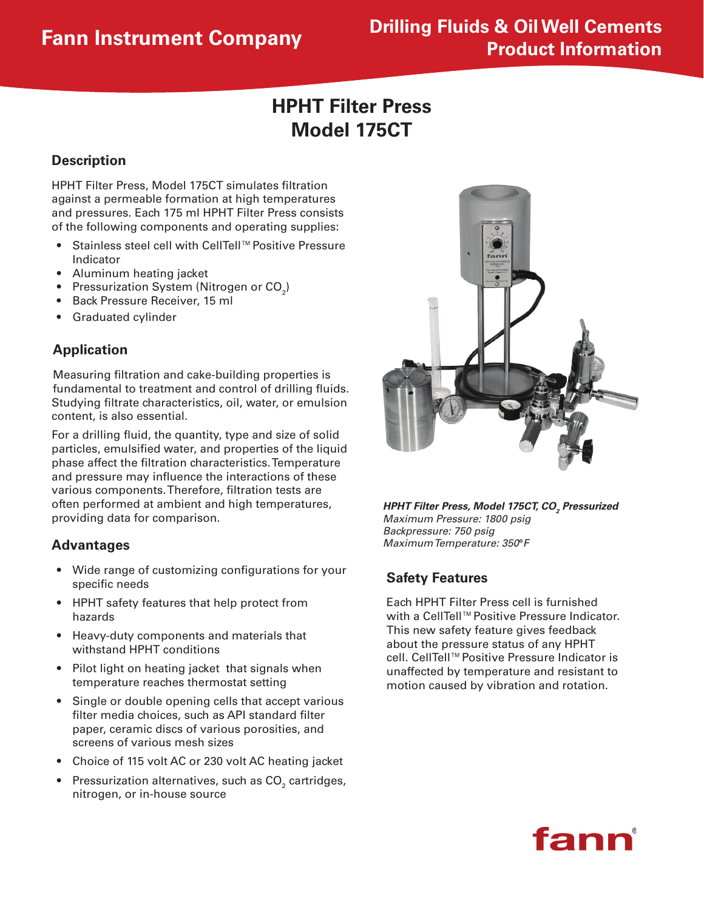# HPHT Filter Press Model 175CT

## Description

HPHT Filter Press, Model 175CT simulates filtration against a permeable formation at high temperatures and pressures. Each 175 ml HPHT Filter Press consists of the following components and operating supplies:

- Stainless steel cell with CellTell™ Positive Pressure Indicator
- Aluminum heating jacket
- Pressurization System (Nitrogen or $CO_2$)
- Back Pressure Receiver, 15 ml
- Graduated cylinder

## Application

Measuring filtration and cake-building properties is fundamental to treatment and control of drilling fluids. Studying filtrate characteristics, oil, water, or emulsion content, is also essential.

For a drilling fluid, the quantity, type and size of solid particles, emulsified water, and properties of the liquid phase affect the filtration characteristics. Temperature and pressure may influence the interactions of these various components. Therefore, filtration tests are often performed at ambient and high temperatures, providing data for comparison.

## Advantages

- Wide range of customizing configurations for your specific needs
- HPHT safety features that help protect from hazards
- Heavy-duty components and materials that withstand HPHT conditions
- Pilot light on heating jacket that signals when temperature reaches thermostat setting
- Single or double opening cells that accept various filter media choices, such as API standard filter paper, ceramic discs of various porosities, and screens of various mesh sizes
- Choice of 115 volt AC or 230 volt AC heating jacket
- Pressurization alternatives, such as $CO_2$ cartridges, nitrogen, or in-house source

***HPHT Filter Press, Model 175CT, $CO_2$ Pressurized***
*Maximum Pressure: 1800 psig*
*Backpressure: 750 psig*
*Maximum Temperature: 350°F*

## Safety Features

Each HPHT Filter Press cell is furnished with a CellTell™ Positive Pressure Indicator. This new safety feature gives feedback about the pressure status of any HPHT cell. CellTell™ Positive Pressure Indicator is unaffected by temperature and resistant to motion caused by vibration and rotation.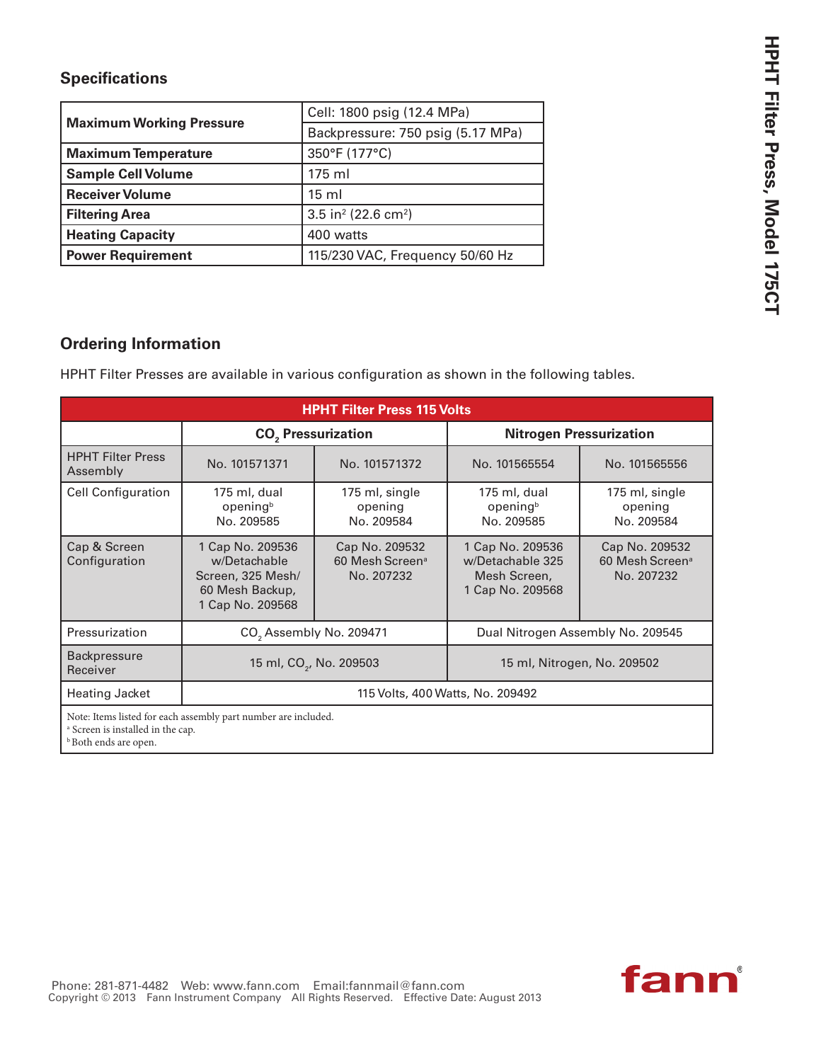## Specifications

| | |
|---|---|
| **Maximum Working Pressure** | Cell: 1800 psig (12.4 MPa) |
| | Backpressure: 750 psig (5.17 MPa) |
| **Maximum Temperature** | 350°F (177°C) |
| **Sample Cell Volume** | 175 ml |
| **Receiver Volume** | 15 ml |
| **Filtering Area** | 3.5 $in^2$ (22.6 $cm^2$) |
| **Heating Capacity** | 400 watts |
| **Power Requirement** | 115/230 VAC, Frequency 50/60 Hz |

## Ordering Information

HPHT Filter Presses are available in various configuration as shown in the following tables.

| **HPHT Filter Press 115 Volts** | | | | |
|---|---|---|---|---|
| | **$CO_2$ Pressurization** | | **Nitrogen Pressurization** | |
| HPHT Filter Press Assembly | No. 101571371 | No. 101571372 | No. 101565554 | No. 101565556 |
| Cell Configuration | 175 ml, dual opening[b] No. 209585 | 175 ml, single opening No. 209584 | 175 ml, dual opening[b] No. 209585 | 175 ml, single opening No. 209584 |
| Cap & Screen Configuration | 1 Cap No. 209536 w/Detachable Screen, 325 Mesh/ 60 Mesh Backup, 1 Cap No. 209568 | Cap No. 209532 60 Mesh Screen[a] No. 207232 | 1 Cap No. 209536 w/Detachable 325 Mesh Screen, 1 Cap No. 209568 | Cap No. 209532 60 Mesh Screen[a] No. 207232 |
| Pressurization | $CO_2$ Assembly No. 209471 | | Dual Nitrogen Assembly No. 209545 | |
| Backpressure Receiver | 15 ml, $CO_2$, No. 209503 | | 15 ml, Nitrogen, No. 209502 | |
| Heating Jacket | 115 Volts, 400 Watts, No. 209492 | | | |

Note: Items listed for each assembly part number are included.
[a] Screen is installed in the cap.
[b] Both ends are open.

Phone: 281-871-4482 Web: www.fann.com Email:fannmail@fann.com
Copyright © 2013 Fann Instrument Company All Rights Reserved. Effective Date: August 2013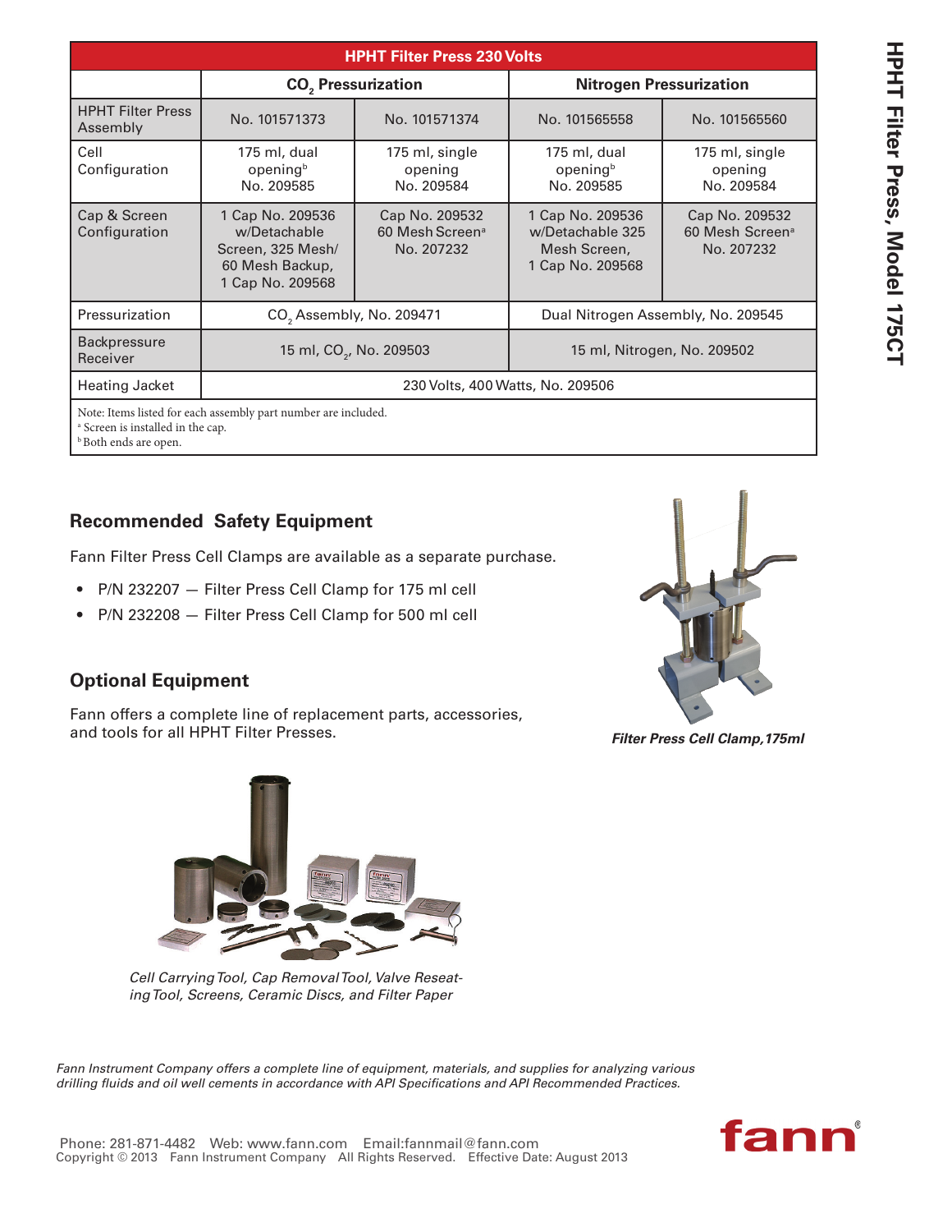| HPHT Filter Press 230 Volts | | | | |
|---|---|---|---|---|
| | $CO_2$ Pressurization | | Nitrogen Pressurization | |
| HPHT Filter Press Assembly | No. 101571373 | No. 101571374 | No. 101565558 | No. 101565560 |
| Cell Configuration | 175 ml, dual opening[b] No. 209585 | 175 ml, single opening No. 209584 | 175 ml, dual opening[b] No. 209585 | 175 ml, single opening No. 209584 |
| Cap & Screen Configuration | 1 Cap No. 209536 w/Detachable Screen, 325 Mesh/ 60 Mesh Backup, 1 Cap No. 209568 | Cap No. 209532 60 Mesh Screen[a] No. 207232 | 1 Cap No. 209536 w/Detachable 325 Mesh Screen, 1 Cap No. 209568 | Cap No. 209532 60 Mesh Screen[a] No. 207232 |
| Pressurization | $CO_2$ Assembly, No. 209471 | | Dual Nitrogen Assembly, No. 209545 | |
| Backpressure Receiver | 15 ml, $CO_2$, No. 209503 | | 15 ml, Nitrogen, No. 209502 | |
| Heating Jacket | 230 Volts, 400 Watts, No. 209506 | | | |

Note: Items listed for each assembly part number are included.
[a] Screen is installed in the cap.
[b] Both ends are open.

## Recommended Safety Equipment

Fann Filter Press Cell Clamps are available as a separate purchase.

- P/N 232207 — Filter Press Cell Clamp for 175 ml cell
- P/N 232208 — Filter Press Cell Clamp for 500 ml cell

*Filter Press Cell Clamp, 175ml*

## Optional Equipment

Fann offers a complete line of replacement parts, accessories, and tools for all HPHT Filter Presses.

*Cell Carrying Tool, Cap Removal Tool, Valve Reseating Tool, Screens, Ceramic Discs, and Filter Paper*

*Fann Instrument Company offers a complete line of equipment, materials, and supplies for analyzing various drilling fluids and oil well cements in accordance with API Specifications and API Recommended Practices.*

Phone: 281-871-4482 Web: www.fann.com Email:fannmail@fann.com
Copyright © 2013 Fann Instrument Company All Rights Reserved. Effective Date: August 2013